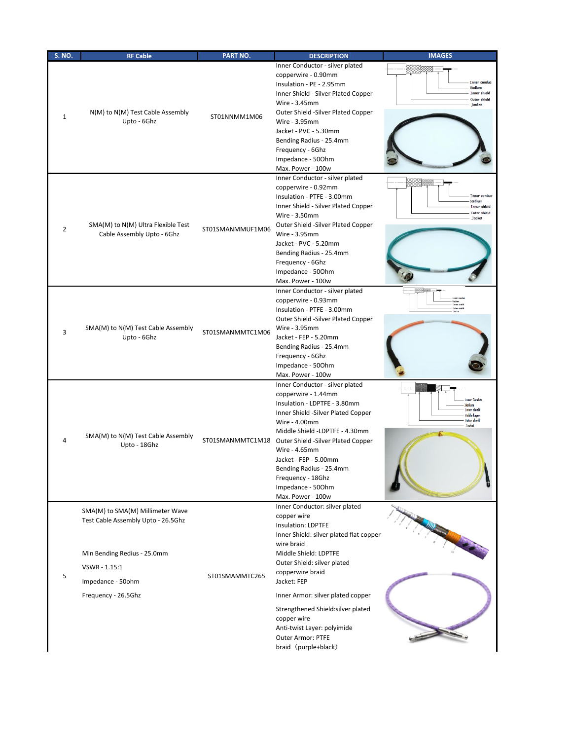| S. NO. | RF Cable | PART NO. | DESCRIPTION | IMAGES |
|---|---|---|---|---|
| 1 | N(M) to N(M) Test Cable Assembly Upto - 6Ghz | ST01NNMM1M06 | Inner Conductor - silver plated copperwire - 0.90mm<br>Insulation - PE - 2.95mm<br>Inner Shield - Silver Plated Copper Wire - 3.45mm<br>Outer Shield -Silver Plated Copper Wire - 3.95mm<br>Jacket - PVC - 5.30mm<br>Bending Radius - 25.4mm<br>Frequency - 6Ghz<br>Impedance - 50Ohm<br>Max. Power - 100w | |
| 2 | SMA(M) to N(M) Ultra Flexible Test Cable Assembly Upto - 6Ghz | ST01SMANMMUF1M06 | Inner Conductor - silver plated copperwire - 0.92mm<br>Insulation - PTFE - 3.00mm<br>Inner Shield - Silver Plated Copper Wire - 3.50mm<br>Outer Shield -Silver Plated Copper Wire - 3.95mm<br>Jacket - PVC - 5.20mm<br>Bending Radius - 25.4mm<br>Frequency - 6Ghz<br>Impedance - 50Ohm<br>Max. Power - 100w | |
| 3 | SMA(M) to N(M) Test Cable Assembly Upto - 6Ghz | ST01SMANMMTC1M06 | Inner Conductor - silver plated copperwire - 0.93mm<br>Insulation - PTFE - 3.00mm<br>Outer Shield -Silver Plated Copper Wire - 3.95mm<br>Jacket - FEP - 5.20mm<br>Bending Radius - 25.4mm<br>Frequency - 6Ghz<br>Impedance - 50Ohm<br>Max. Power - 100w | |
| 4 | SMA(M) to N(M) Test Cable Assembly Upto - 18Ghz | ST01SMANMMTC1M18 | Inner Conductor - silver plated copperwire - 1.44mm<br>Insulation - LDPTFE - 3.80mm<br>Inner Shield -Silver Plated Copper Wire - 4.00mm<br>Middle Shield -LDPTFE - 4.30mm<br>Outer Shield -Silver Plated Copper Wire - 4.65mm<br>Jacket - FEP - 5.00mm<br>Bending Radius - 25.4mm<br>Frequency - 18Ghz<br>Impedance - 50Ohm<br>Max. Power - 100w | |
| 5 | SMA(M) to SMA(M) Millimeter Wave Test Cable Assembly Upto - 26.5Ghz<br><br>Min Bending Redius - 25.0mm<br>VSWR - 1.15:1<br>Impedance - 50ohm<br>Frequency - 26.5Ghz | ST01SMAMMTC265 | Inner Conductor: silver plated copper wire<br>Insulation: LDPTFE<br>Inner Shield: silver plated flat copper wire braid<br>Middle Shield: LDPTFE<br>Outer Shield: silver plated copperwire braid<br>Jacket: FEP<br>Inner Armor: silver plated copper<br>Strengthened Shield:silver plated copper wire<br>Anti-twist Layer: polyimide<br>Outer Armor: PTFE braid（purple+black） | |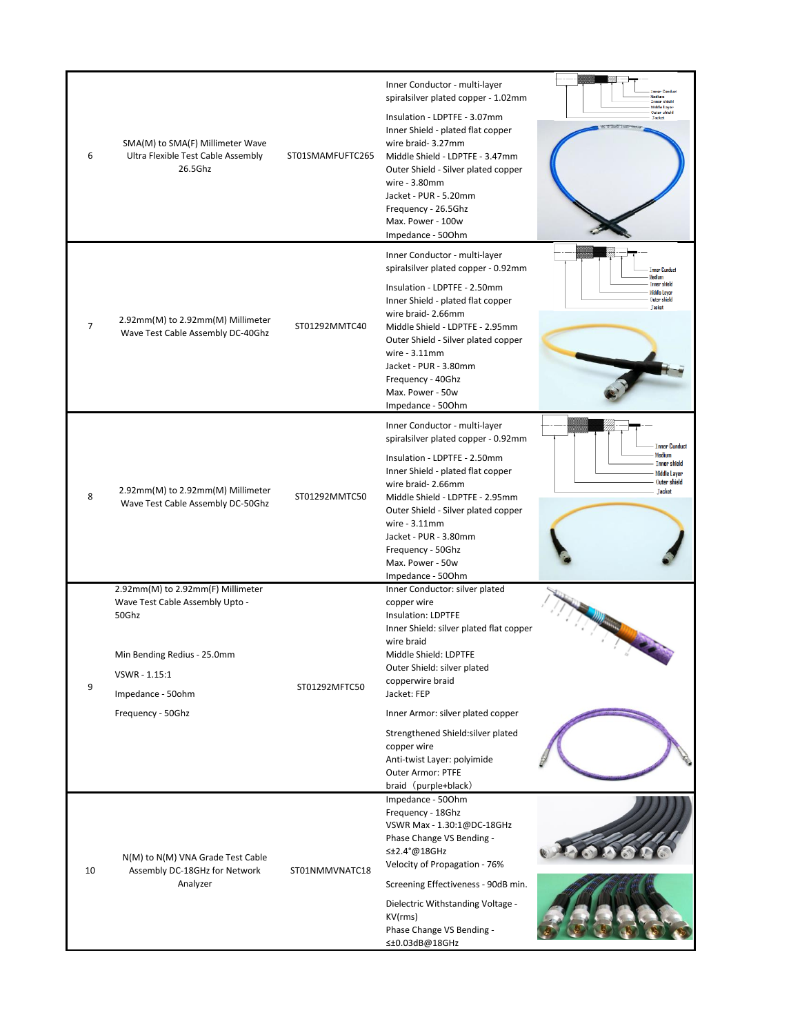| | | | |
|---|---|---|---|
| 6 | SMA(M) to SMA(F) Millimeter Wave Ultra Flexible Test Cable Assembly 26.5Ghz | ST01SMAMFUFTC265 | Inner Conductor - multi-layer spiralsilver plated copper - 1.02mm<br>Insulation - LDPTFE - 3.07mm<br>Inner Shield - plated flat copper wire braid- 3.27mm<br>Middle Shield - LDPTFE - 3.47mm<br>Outer Shield - Silver plated copper wire - 3.80mm<br>Jacket - PUR - 5.20mm<br>Frequency - 26.5Ghz<br>Max. Power - 100w<br>Impedance - 50Ohm |
| 7 | 2.92mm(M) to 2.92mm(M) Millimeter Wave Test Cable Assembly DC-40Ghz | ST01292MMTC40 | Inner Conductor - multi-layer spiralsilver plated copper - 0.92mm<br>Insulation - LDPTFE - 2.50mm<br>Inner Shield - plated flat copper wire braid- 2.66mm<br>Middle Shield - LDPTFE - 2.95mm<br>Outer Shield - Silver plated copper wire - 3.11mm<br>Jacket - PUR - 3.80mm<br>Frequency - 40Ghz<br>Max. Power - 50w<br>Impedance - 50Ohm |
| 8 | 2.92mm(M) to 2.92mm(M) Millimeter Wave Test Cable Assembly DC-50Ghz | ST01292MMTC50 | Inner Conductor - multi-layer spiralsilver plated copper - 0.92mm<br>Insulation - LDPTFE - 2.50mm<br>Inner Shield - plated flat copper wire braid- 2.66mm<br>Middle Shield - LDPTFE - 2.95mm<br>Outer Shield - Silver plated copper wire - 3.11mm<br>Jacket - PUR - 3.80mm<br>Frequency - 50Ghz<br>Max. Power - 50w<br>Impedance - 50Ohm |
| 9 | 2.92mm(M) to 2.92mm(F) Millimeter Wave Test Cable Assembly Upto - 50Ghz<br><br>Min Bending Redius - 25.0mm<br>VSWR - 1.15:1<br>Impedance - 50ohm<br>Frequency - 50Ghz | ST01292MFTC50 | Inner Conductor: silver plated copper wire<br>Insulation: LDPTFE<br>Inner Shield: silver plated flat copper wire braid<br>Middle Shield: LDPTFE<br>Outer Shield: silver plated copperwire braid<br>Jacket: FEP<br>Inner Armor: silver plated copper<br>Strengthened Shield:silver plated copper wire<br>Anti-twist Layer: polyimide<br>Outer Armor: PTFE braid（purple+black） |
| 10 | N(M) to N(M) VNA Grade Test Cable Assembly DC-18GHz for Network Analyzer | ST01NMMVNATC18 | Impedance - 50Ohm<br>Frequency - 18Ghz<br>VSWR Max - 1.30:1@DC-18GHz<br>Phase Change VS Bending - ≤±2.4°@18GHz<br>Velocity of Propagation - 76%<br>Screening Effectiveness - 90dB min.<br>Dielectric Withstanding Voltage - KV(rms)<br>Phase Change VS Bending - ≤±0.03dB@18GHz |